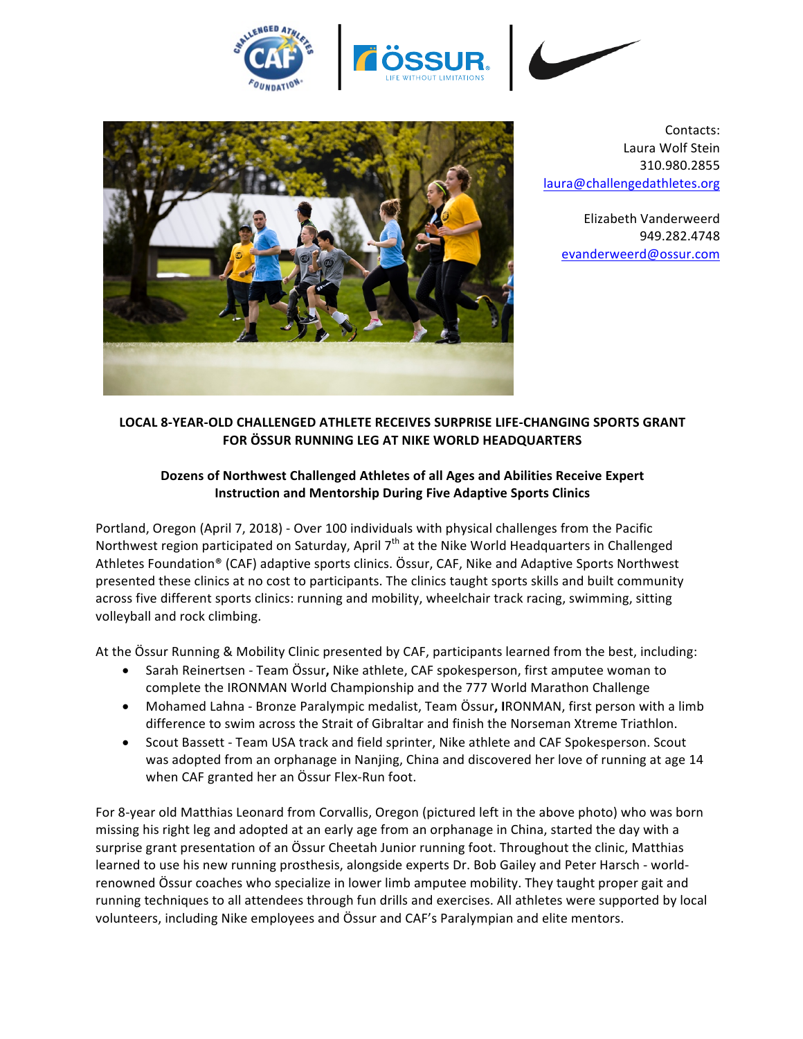Contacts:
Laura Wolf Stein
310.980.2855
laura@challengedathletes.org

Elizabeth Vanderweerd
949.282.4748
evanderweerd@ossur.com

**LOCAL 8-YEAR-OLD CHALLENGED ATHLETE RECEIVES SURPRISE LIFE-CHANGING SPORTS GRANT FOR ÖSSUR RUNNING LEG AT NIKE WORLD HEADQUARTERS**

**Dozens of Northwest Challenged Athletes of all Ages and Abilities Receive Expert Instruction and Mentorship During Five Adaptive Sports Clinics**

Portland, Oregon (April 7, 2018) - Over 100 individuals with physical challenges from the Pacific Northwest region participated on Saturday, April 7th at the Nike World Headquarters in Challenged Athletes Foundation® (CAF) adaptive sports clinics. Össur, CAF, Nike and Adaptive Sports Northwest presented these clinics at no cost to participants. The clinics taught sports skills and built community across five different sports clinics: running and mobility, wheelchair track racing, swimming, sitting volleyball and rock climbing.

At the Össur Running & Mobility Clinic presented by CAF, participants learned from the best, including:

- Sarah Reinertsen - Team Össur**,** Nike athlete, CAF spokesperson, first amputee woman to complete the IRONMAN World Championship and the 777 World Marathon Challenge
- Mohamed Lahna - Bronze Paralympic medalist, Team Össur**, I**RONMAN, first person with a limb difference to swim across the Strait of Gibraltar and finish the Norseman Xtreme Triathlon.
- Scout Bassett - Team USA track and field sprinter, Nike athlete and CAF Spokesperson. Scout was adopted from an orphanage in Nanjing, China and discovered her love of running at age 14 when CAF granted her an Össur Flex-Run foot.

For 8-year old Matthias Leonard from Corvallis, Oregon (pictured left in the above photo) who was born missing his right leg and adopted at an early age from an orphanage in China, started the day with a surprise grant presentation of an Össur Cheetah Junior running foot. Throughout the clinic, Matthias learned to use his new running prosthesis, alongside experts Dr. Bob Gailey and Peter Harsch - world-renowned Össur coaches who specialize in lower limb amputee mobility. They taught proper gait and running techniques to all attendees through fun drills and exercises. All athletes were supported by local volunteers, including Nike employees and Össur and CAF's Paralympian and elite mentors.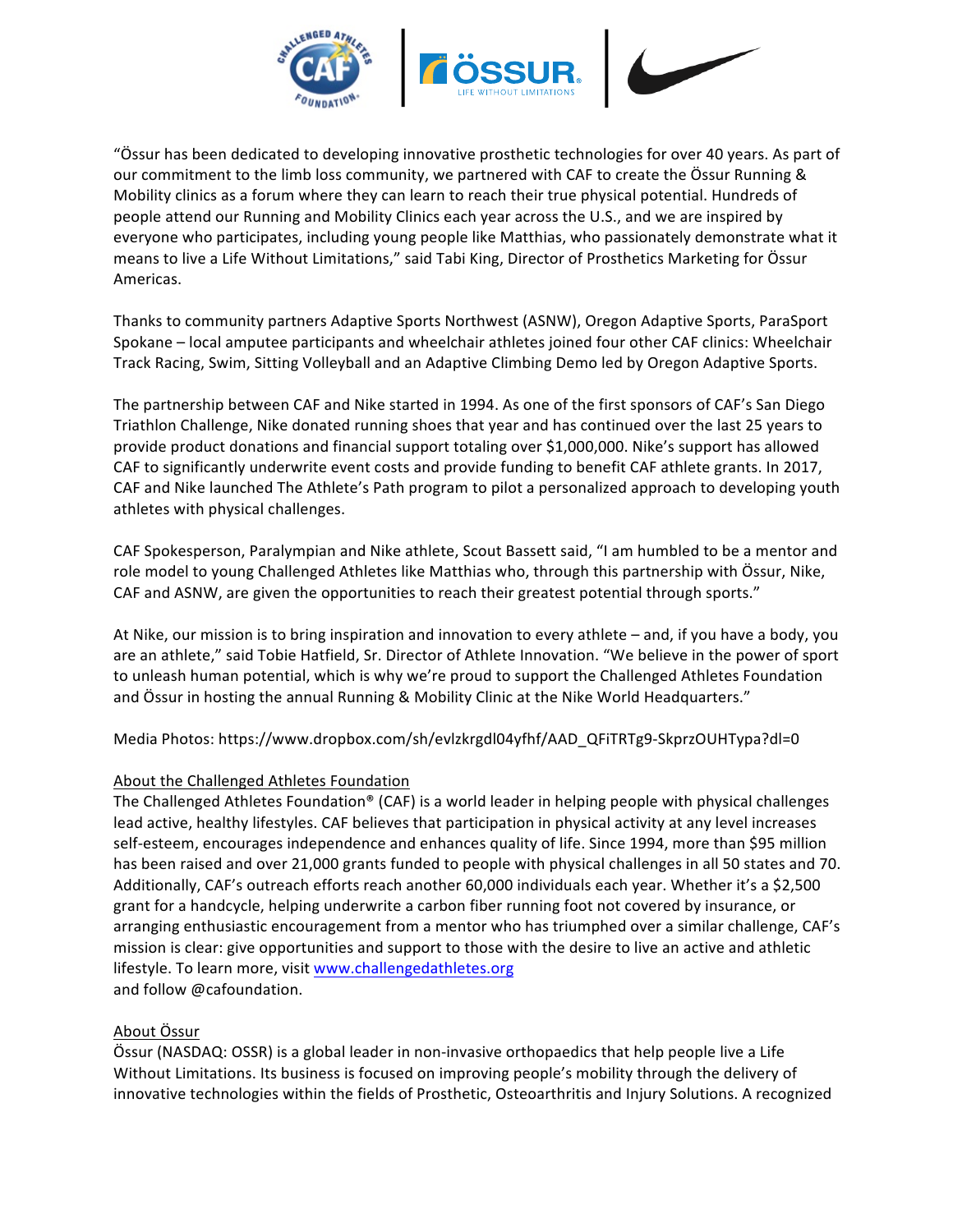"Össur has been dedicated to developing innovative prosthetic technologies for over 40 years. As part of our commitment to the limb loss community, we partnered with CAF to create the Össur Running & Mobility clinics as a forum where they can learn to reach their true physical potential. Hundreds of people attend our Running and Mobility Clinics each year across the U.S., and we are inspired by everyone who participates, including young people like Matthias, who passionately demonstrate what it means to live a Life Without Limitations," said Tabi King, Director of Prosthetics Marketing for Össur Americas.

Thanks to community partners Adaptive Sports Northwest (ASNW), Oregon Adaptive Sports, ParaSport Spokane – local amputee participants and wheelchair athletes joined four other CAF clinics: Wheelchair Track Racing, Swim, Sitting Volleyball and an Adaptive Climbing Demo led by Oregon Adaptive Sports.

The partnership between CAF and Nike started in 1994. As one of the first sponsors of CAF's San Diego Triathlon Challenge, Nike donated running shoes that year and has continued over the last 25 years to provide product donations and financial support totaling over $1,000,000. Nike's support has allowed CAF to significantly underwrite event costs and provide funding to benefit CAF athlete grants. In 2017, CAF and Nike launched The Athlete's Path program to pilot a personalized approach to developing youth athletes with physical challenges.

CAF Spokesperson, Paralympian and Nike athlete, Scout Bassett said, "I am humbled to be a mentor and role model to young Challenged Athletes like Matthias who, through this partnership with Össur, Nike, CAF and ASNW, are given the opportunities to reach their greatest potential through sports."

At Nike, our mission is to bring inspiration and innovation to every athlete – and, if you have a body, you are an athlete," said Tobie Hatfield, Sr. Director of Athlete Innovation. "We believe in the power of sport to unleash human potential, which is why we're proud to support the Challenged Athletes Foundation and Össur in hosting the annual Running & Mobility Clinic at the Nike World Headquarters."

Media Photos: https://www.dropbox.com/sh/evlzkrgdl04yfhf/AAD_QFiTRTg9-SkprzOUHTypa?dl=0

## About the Challenged Athletes Foundation

The Challenged Athletes Foundation® (CAF) is a world leader in helping people with physical challenges lead active, healthy lifestyles. CAF believes that participation in physical activity at any level increases self-esteem, encourages independence and enhances quality of life. Since 1994, more than $95 million has been raised and over 21,000 grants funded to people with physical challenges in all 50 states and 70. Additionally, CAF's outreach efforts reach another 60,000 individuals each year. Whether it's a $2,500 grant for a handcycle, helping underwrite a carbon fiber running foot not covered by insurance, or arranging enthusiastic encouragement from a mentor who has triumphed over a similar challenge, CAF's mission is clear: give opportunities and support to those with the desire to live an active and athletic lifestyle. To learn more, visit www.challengedathletes.org
and follow @cafoundation.

## About Össur

Össur (NASDAQ: OSSR) is a global leader in non-invasive orthopaedics that help people live a Life Without Limitations. Its business is focused on improving people's mobility through the delivery of innovative technologies within the fields of Prosthetic, Osteoarthritis and Injury Solutions. A recognized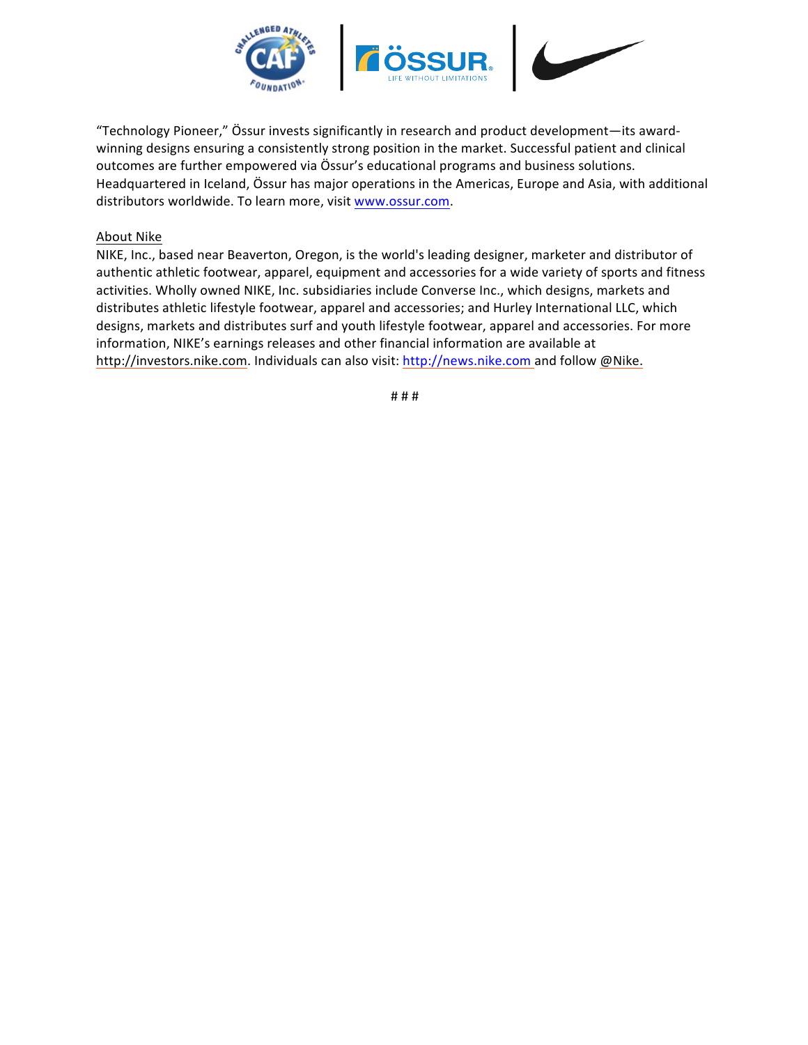"Technology Pioneer," Össur invests significantly in research and product development—its award-winning designs ensuring a consistently strong position in the market. Successful patient and clinical outcomes are further empowered via Össur's educational programs and business solutions. Headquartered in Iceland, Össur has major operations in the Americas, Europe and Asia, with additional distributors worldwide. To learn more, visit www.ossur.com.

About Nike

NIKE, Inc., based near Beaverton, Oregon, is the world's leading designer, marketer and distributor of authentic athletic footwear, apparel, equipment and accessories for a wide variety of sports and fitness activities. Wholly owned NIKE, Inc. subsidiaries include Converse Inc., which designs, markets and distributes athletic lifestyle footwear, apparel and accessories; and Hurley International LLC, which designs, markets and distributes surf and youth lifestyle footwear, apparel and accessories. For more information, NIKE's earnings releases and other financial information are available at http://investors.nike.com. Individuals can also visit: http://news.nike.com and follow @Nike.

# # #